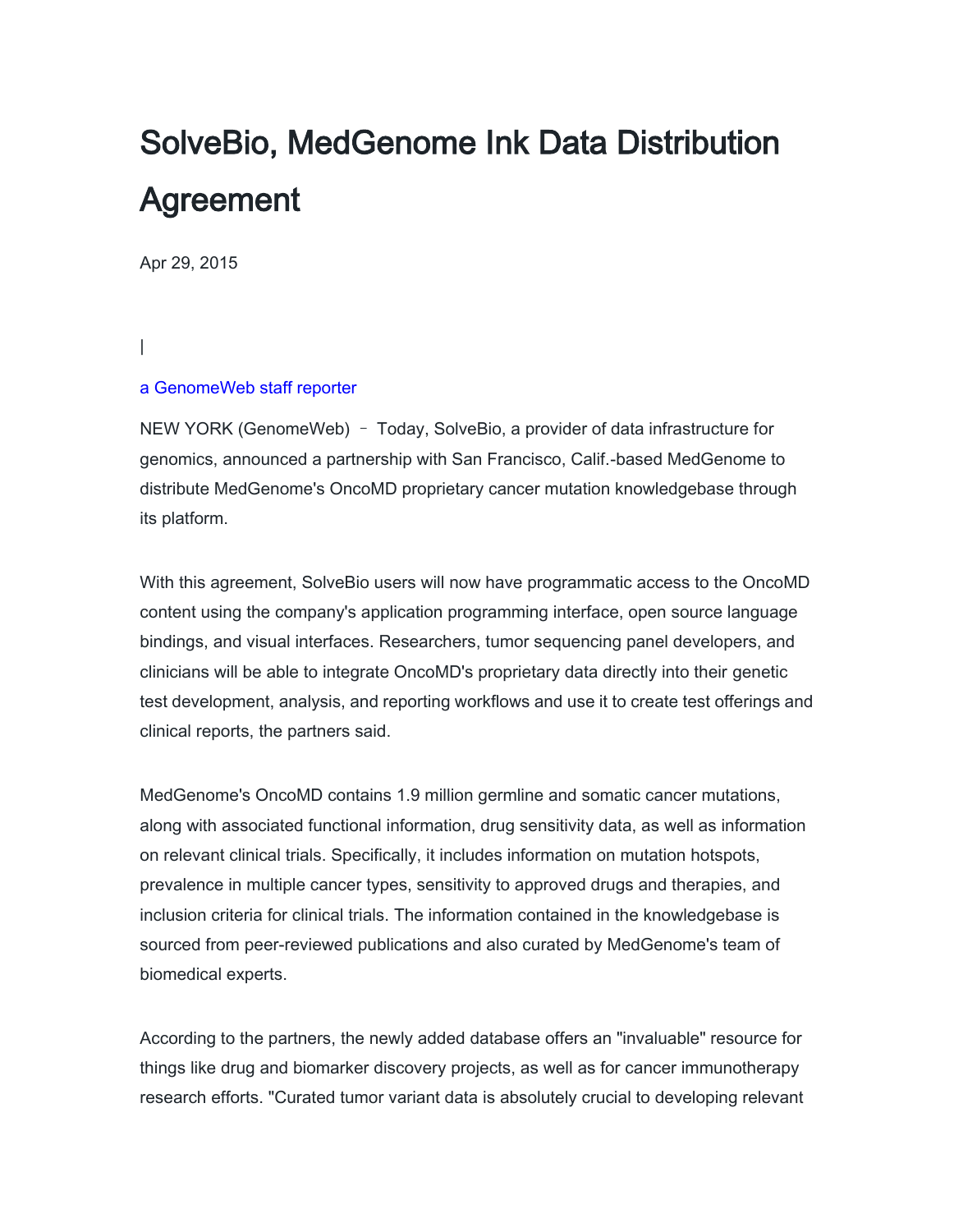# SolveBio, MedGenome Ink Data Distribution Agreement

Apr 29, 2015

|

a GenomeWeb staff reporter

NEW YORK (GenomeWeb) – Today, SolveBio, a provider of data infrastructure for genomics, announced a partnership with San Francisco, Calif.-based MedGenome to distribute MedGenome's OncoMD proprietary cancer mutation knowledgebase through its platform.

With this agreement, SolveBio users will now have programmatic access to the OncoMD content using the company's application programming interface, open source language bindings, and visual interfaces. Researchers, tumor sequencing panel developers, and clinicians will be able to integrate OncoMD's proprietary data directly into their genetic test development, analysis, and reporting workflows and use it to create test offerings and clinical reports, the partners said.

MedGenome's OncoMD contains 1.9 million germline and somatic cancer mutations, along with associated functional information, drug sensitivity data, as well as information on relevant clinical trials. Specifically, it includes information on mutation hotspots, prevalence in multiple cancer types, sensitivity to approved drugs and therapies, and inclusion criteria for clinical trials. The information contained in the knowledgebase is sourced from peer-reviewed publications and also curated by MedGenome's team of biomedical experts.

According to the partners, the newly added database offers an "invaluable" resource for things like drug and biomarker discovery projects, as well as for cancer immunotherapy research efforts. "Curated tumor variant data is absolutely crucial to developing relevant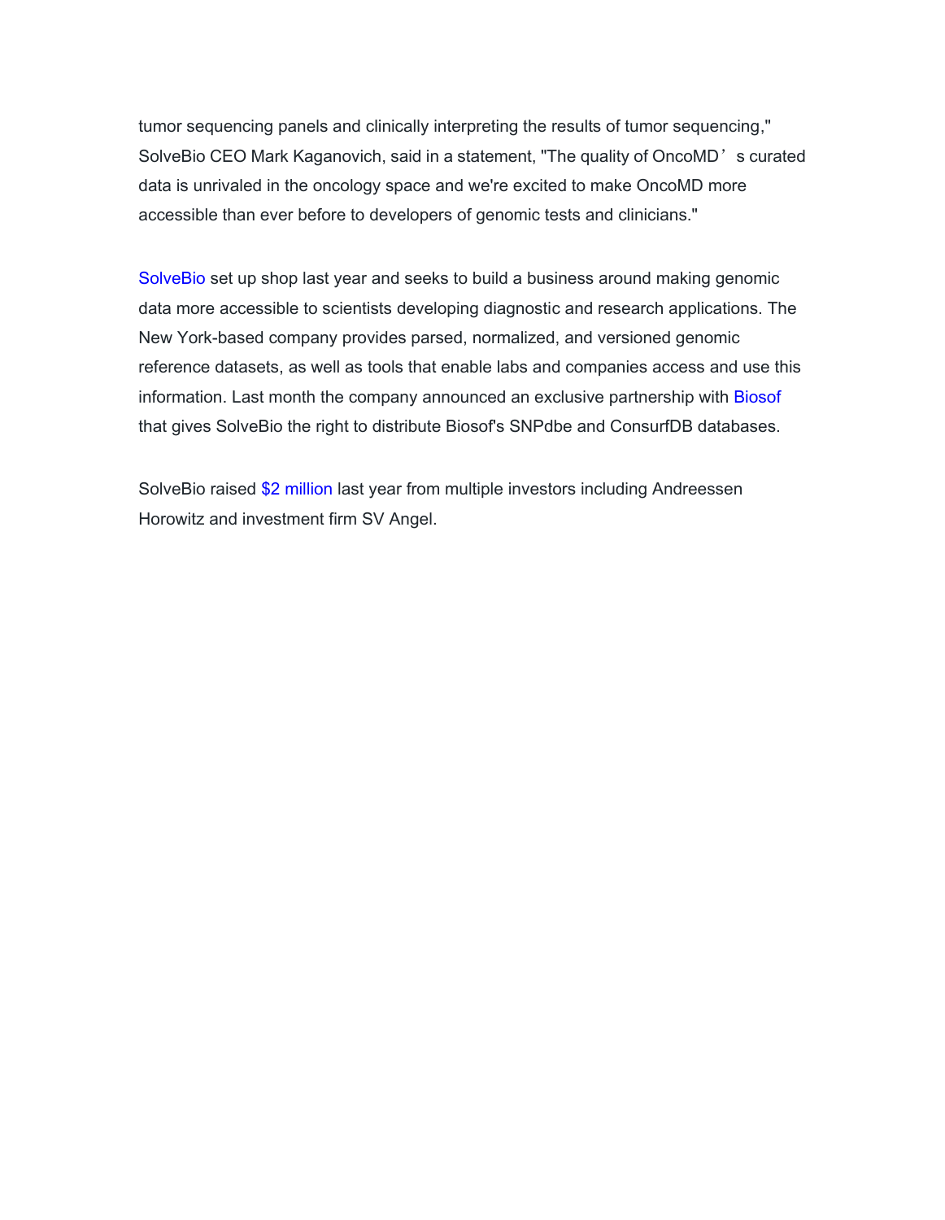tumor sequencing panels and clinically interpreting the results of tumor sequencing," SolveBio CEO Mark Kaganovich, said in a statement, "The quality of OncoMD' s curated data is unrivaled in the oncology space and we're excited to make OncoMD more accessible than ever before to developers of genomic tests and clinicians."

SolveBio set up shop last year and seeks to build a business around making genomic data more accessible to scientists developing diagnostic and research applications. The New York-based company provides parsed, normalized, and versioned genomic reference datasets, as well as tools that enable labs and companies access and use this information. Last month the company announced an exclusive partnership with Biosof that gives SolveBio the right to distribute Biosof's SNPdbe and ConsurfDB databases.

SolveBio raised $2 million last year from multiple investors including Andreessen Horowitz and investment firm SV Angel.